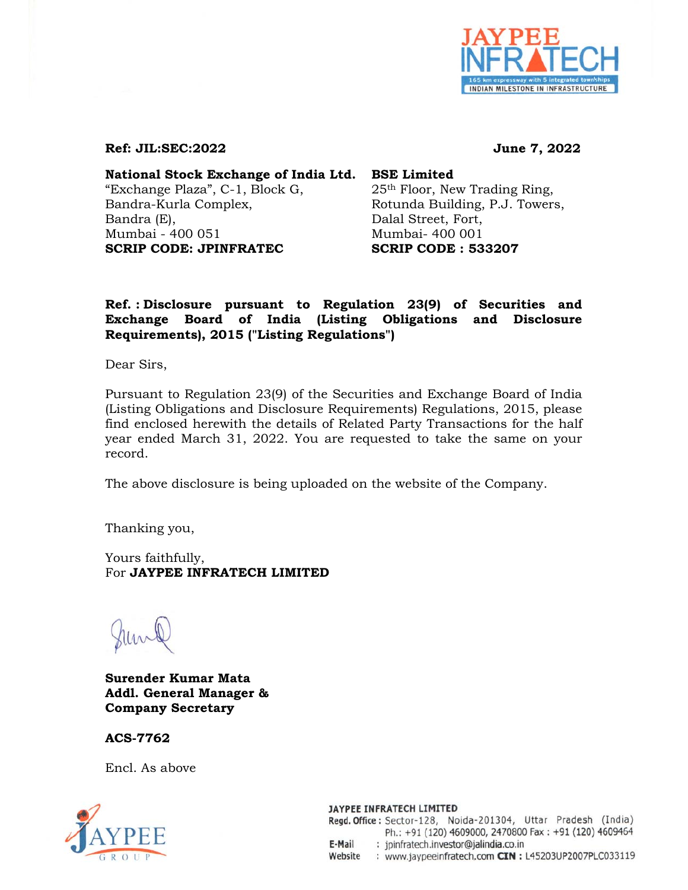**Ref: JIL:SEC:2022** **June 7, 2022**

**National Stock Exchange of India Ltd.**
"Exchange Plaza", C-1, Block G,
Bandra-Kurla Complex,
Bandra (E),
Mumbai - 400 051
**SCRIP CODE: JPINFRATEC**

**BSE Limited**
25th Floor, New Trading Ring,
Rotunda Building, P.J. Towers,
Dalal Street, Fort,
Mumbai- 400 001
**SCRIP CODE : 533207**

**Ref. : Disclosure pursuant to Regulation 23(9) of Securities and Exchange Board of India (Listing Obligations and Disclosure Requirements), 2015 ("Listing Regulations")**

Dear Sirs,

Pursuant to Regulation 23(9) of the Securities and Exchange Board of India (Listing Obligations and Disclosure Requirements) Regulations, 2015, please find enclosed herewith the details of Related Party Transactions for the half year ended March 31, 2022. You are requested to take the same on your record.

The above disclosure is being uploaded on the website of the Company.

Thanking you,

Yours faithfully,
For **JAYPEE INFRATECH LIMITED**

**Surender Kumar Mata**
**Addl. General Manager &**
**Company Secretary**

**ACS-7762**

Encl. As above

**JAYPEE INFRATECH LIMITED**
**Regd. Office :** Sector-128, Noida-201304, Uttar Pradesh (India)
Ph.: +91 (120) 4609000, 2470800 Fax : +91 (120) 4609464
**E-Mail** : jpinfratech.investor@jalindia.co.in
**Website** : www.jaypeeinfratech.com **CIN :** L45203UP2007PLC033119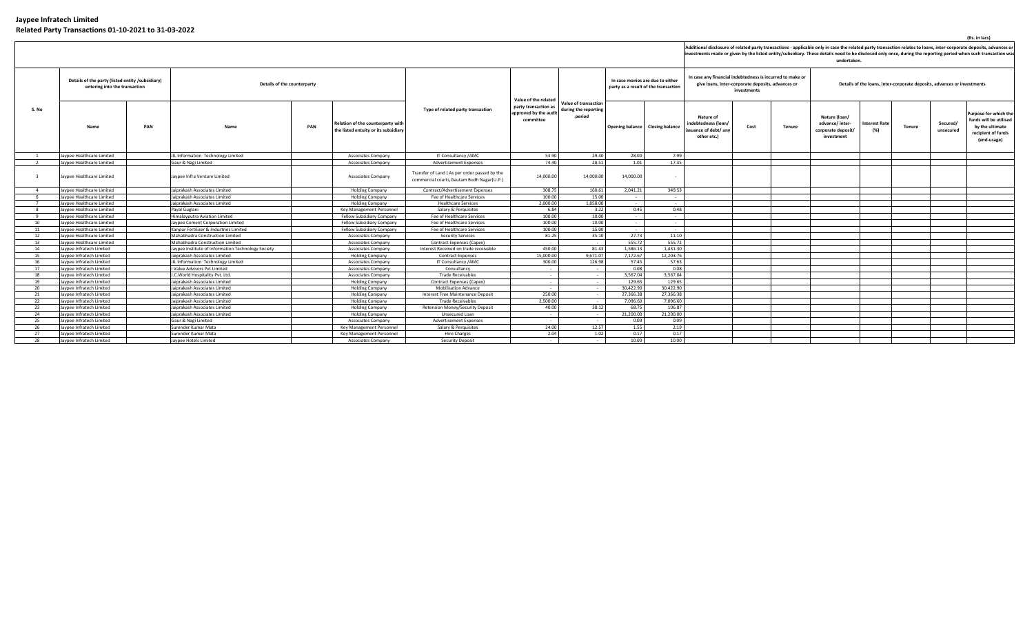# Jaypee Infratech Limited

## Related Party Transactions 01-10-2021 to 31-03-2022

(Rs. in lacs)

| S. No | Details of the party (listed entity /subsidiary) entering into the transaction | | Details of the counterparty | | | Type of related party transaction | Value of the related party transaction as approved by the audit committee | Value of transaction during the reporting period | In case monies are due to either party as a result of the transaction | | Additional disclosure of related party transactions - applicable only in case the related party transaction relates to loans, inter-corporate deposits, advances or investments made or given by the listed entity/subsidiary. These details need to be disclosed only once, during the reporting period when such transaction was undertaken. | | | | | | | |
|---|---|---|---|---|---|---|---|---|---|---|---|---|---|---|---|---|---|---|
| | | | | | | | | | | | In case any financial indebtedness is incurred to make or give loans, inter-corporate deposits, advances or investments | | | Details of the loans, inter-corporate deposits, advances or investments | | | | |
| | Name | PAN | Name | PAN | Relation of the counterparty with the listed entity or its subsidiary | | | | Opening balance | Closing balance | Nature of indebtedness (loan/ issuance of debt/ any other etc.) | Cost | Tenure | Nature (loan/ advance/ inter-corporate deposit/ investment | Interest Rate (%) | Tenure | Secured/ unsecured | Purpose for which the funds will be utilised by the ultimate recipient of funds (end-usage) |
| 1 | Jaypee Healthcare Limited | | JIL Information Technology Limited | | Associates Company | IT Consultancy /AMC | 53.90 | 29.40 | 28.00 | 7.99 | | | | | | | | |
| 2 | Jaypee Healthcare Limited | | Gaur & Nagi Limited | | Associates Company | Advertisement Expenses | 74.40 | 28.51 | 1.01 | 17.35 | | | | | | | | |
| 3 | Jaypee Healthcare Limited | | Jaypee Infra Venture Limited | | Associates Company | Transfer of Land ( As per order passed by the commercial courts,Gautam Budh Nagar(U.P.) | 14,000.00 | 14,000.00 | 14,000.00 | - | | | | | | | | |
| 4 | Jaypee Healthcare Limited | | Jaiprakash Associates Limited | | Holding Company | Contract/Advertisement Expenses | 308.75 | 160.61 | 2,041.21 | 349.53 | | | | | | | | |
| 6 | Jaypee Healthcare Limited | | Jaiprakash Associates Limited | | Holding Company | Fee of Healthcare Services | 100.00 | 15.00 | - | - | | | | | | | | |
| 7 | Jaypee Healthcare Limited | | Jaiprakash Associates Limited | | Holding Company | Healthcare Services | 2,000.00 | 1,858.00 | - | - | | | | | | | | |
| 8 | Jaypee Healthcare Limited | | Payal Guglani | | Key Management Personnel | Salary & Perquisites | 6.84 | 3.22 | 0.45 | 0.48 | | | | | | | | |
| 9 | Jaypee Healthcare Limited | | Himalayputra Aviation Limited | | Fellow Subsidiary Company | Fee of Healthcare Services | 100.00 | 10.00 | - | - | | | | | | | | |
| 10 | Jaypee Healthcare Limited | | Jaypee Cement Corporation Limited | | Fellow Subsidiary Company | Fee of Healthcare Services | 100.00 | 10.00 | - | - | | | | | | | | |
| 11 | Jaypee Healthcare Limited | | Kanpur Fertilizer & Industries Limited | | Fellow Subsidiary Company | Fee of Healthcare Services | 100.00 | 15.00 | - | - | | | | | | | | |
| 12 | Jaypee Healthcare Limited | | Mahabhadra Construction Limited | | Associates Company | Security Services | 81.25 | 35.10 | 27.73 | 11.10 | | | | | | | | |
| 13 | Jaypee Healthcare Limited | | Mahabhadra Construction Limited | | Associates Company | Contract Expenses (Capex) | - | - | 555.72 | 555.72 | | | | | | | | |
| 14 | Jaypee Infratech Limited | | Jaypee Institute of Information Technology Society | | Associates Company | Interest Received on trade receivable | 450.00 | 81.43 | 1,586.13 | 1,431.30 | | | | | | | | |
| 15 | Jaypee Infratech Limited | | Jaiprakash Associates Limited | | Holding Company | Contract Expenses | 15,000.00 | 9,671.07 | 7,172.67 | 12,203.76 | | | | | | | | |
| 16 | Jaypee Infratech Limited | | JIL Information Technology Limited | | Associates Company | IT Consultancy /AMC | 300.00 | 126.98 | 57.45 | 57.63 | | | | | | | | |
| 17 | Jaypee Infratech Limited | | I Value Advisors Pvt.Limited | | Associates Company | Consultancy | - | - | 0.08 | 0.08 | | | | | | | | |
| 18 | Jaypee Infratech Limited | | J.C.World Hospitality Pvt. Ltd. | | Associates Company | Trade Receivables | - | - | 3,567.04 | 3,567.04 | | | | | | | | |
| 19 | Jaypee Infratech Limited | | Jaiprakash Associates Limited | | Holding Company | Contract Expenses (Capex) | - | - | 129.65 | 129.65 | | | | | | | | |
| 20 | Jaypee Infratech Limited | | Jaiprakash Associates Limited | | Holding Company | Mobilisation Advance | - | - | 30,422.90 | 30,422.90 | | | | | | | | |
| 21 | Jaypee Infratech Limited | | Jaiprakash Associates Limited | | Holding Company | Interest Free Maintenance Deposit | 250.00 | - | 27,366.38 | 27,366.38 | | | | | | | | |
| 22 | Jaypee Infratech Limited | | Jaiprakash Associates Limited | | Holding Company | Trade Receivables | 2,500.00 | - | 7,096.60 | 7,096.60 | | | | | | | | |
| 23 | Jaypee Infratech Limited | | Jaiprakash Associates Limited | | Holding Company | Retension Money/Security Deposit | 40.00 | 38.12 | 68.75 | 106.87 | | | | | | | | |
| 24 | Jaypee Infratech Limited | | Jaiprakash Associates Limited | | Holding Company | Unsecured Loan | - | - | 21,200.00 | 21,200.00 | | | | | | | | |
| 25 | Jaypee Infratech Limited | | Gaur & Nagi Limited | | Associates Company | Advertisement Expenses | - | - | 0.09 | 0.09 | | | | | | | | |
| 26 | Jaypee Infratech Limited | | Surender Kumar Mata | | Key Management Personnel | Salary & Perquisites | 24.00 | 12.57 | 1.55 | 2.19 | | | | | | | | |
| 27 | Jaypee Infratech Limited | | Surender Kumar Mata | | Key Management Personnel | Hire Charges | 2.04 | 1.02 | 0.17 | 0.17 | | | | | | | | |
| 28 | Jaypee Infratech Limited | | Jaypee Hotels Limited | | Associates Company | Security Deposit | - | - | 10.00 | 10.00 | | | | | | | | |